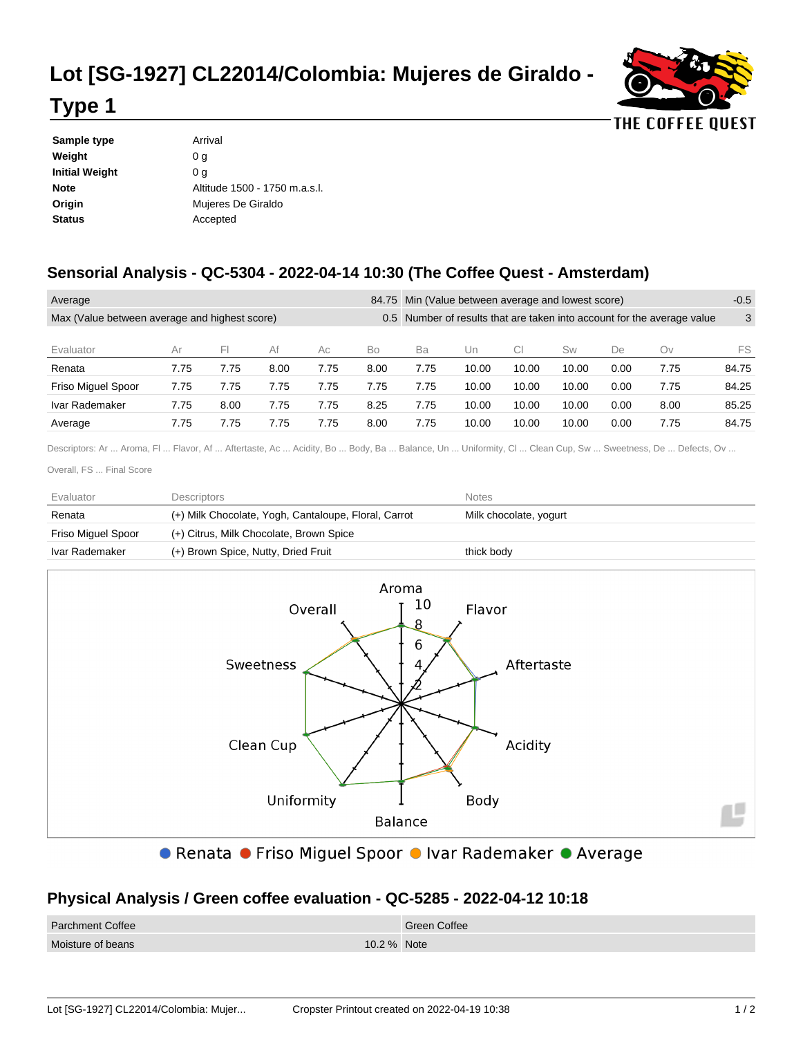# Lot [SG-1927] CL22014/Colombia: Mujeres de Giraldo - Type 1

| | |
|---|---|
| **Sample type** | Arrival |
| **Weight** | 0 g |
| **Initial Weight** | 0 g |
| **Note** | Altitude 1500 - 1750 m.a.s.l. |
| **Origin** | Mujeres De Giraldo |
| **Status** | Accepted |

## Sensorial Analysis - QC-5304 - 2022-04-14 10:30 (The Coffee Quest - Amsterdam)

| | | | |
|---|---|---|---|
| Average | 84.75 | Min (Value between average and lowest score) | -0.5 |
| Max (Value between average and highest score) | 0.5 | Number of results that are taken into account for the average value | 3 |

| Evaluator | Ar | Fl | Af | Ac | Bo | Ba | Un | Cl | Sw | De | Ov | FS |
|---|---|---|---|---|---|---|---|---|---|---|---|---|
| Renata | 7.75 | 7.75 | 8.00 | 7.75 | 8.00 | 7.75 | 10.00 | 10.00 | 10.00 | 0.00 | 7.75 | 84.75 |
| Friso Miguel Spoor | 7.75 | 7.75 | 7.75 | 7.75 | 7.75 | 7.75 | 10.00 | 10.00 | 10.00 | 0.00 | 7.75 | 84.25 |
| Ivar Rademaker | 7.75 | 8.00 | 7.75 | 7.75 | 8.25 | 7.75 | 10.00 | 10.00 | 10.00 | 0.00 | 8.00 | 85.25 |
| Average | 7.75 | 7.75 | 7.75 | 7.75 | 8.00 | 7.75 | 10.00 | 10.00 | 10.00 | 0.00 | 7.75 | 84.75 |

Descriptors: Ar ... Aroma, Fl ... Flavor, Af ... Aftertaste, Ac ... Acidity, Bo ... Body, Ba ... Balance, Un ... Uniformity, Cl ... Clean Cup, Sw ... Sweetness, De ... Defects, Ov ... Overall, FS ... Final Score

| Evaluator | Descriptors | Notes |
|---|---|---|
| Renata | (+) Milk Chocolate, Yogh, Cantaloupe, Floral, Carrot | Milk chocolate, yogurt |
| Friso Miguel Spoor | (+) Citrus, Milk Chocolate, Brown Spice | |
| Ivar Rademaker | (+) Brown Spice, Nutty, Dried Fruit | thick body |

● Renata ● Friso Miguel Spoor ● Ivar Rademaker ● Average

## Physical Analysis / Green coffee evaluation - QC-5285 - 2022-04-12 10:18

| | | |
|---|---|---|
| Parchment Coffee | | Green Coffee |
| Moisture of beans | 10.2 % | Note |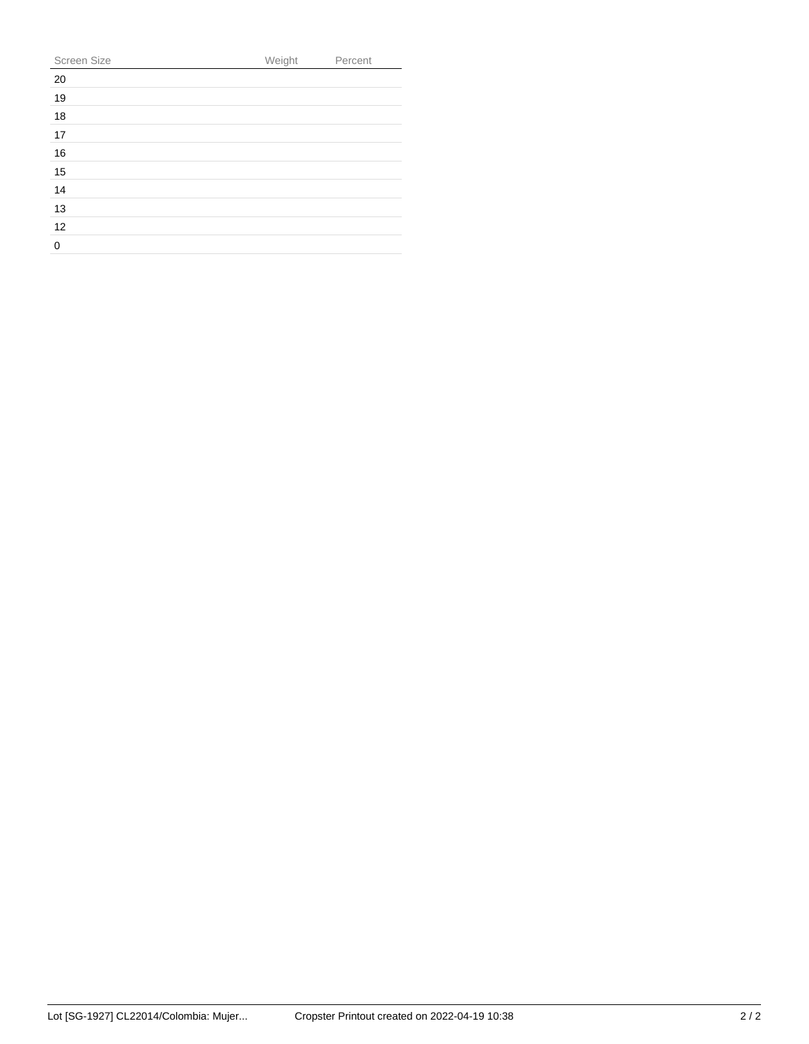| Screen Size | Weight | Percent |
|---|---|---|
| 20 | | |
| 19 | | |
| 18 | | |
| 17 | | |
| 16 | | |
| 15 | | |
| 14 | | |
| 13 | | |
| 12 | | |
| 0 | | |